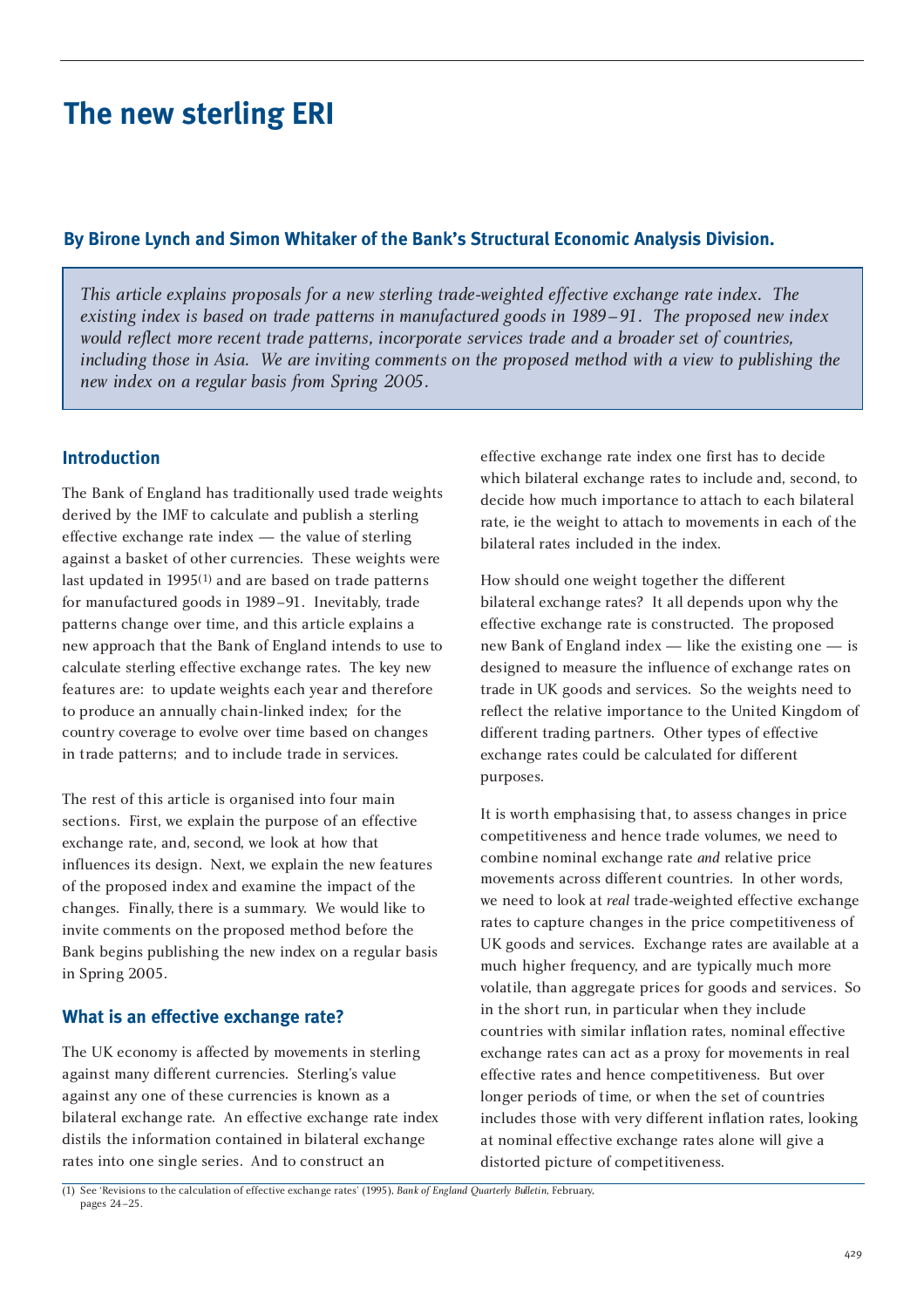# The new sterling ERI

### By Birone Lynch and Simon Whitaker of the Bank's Structural Economic Analysis Division.

*This article explains proposals for a new sterling trade-weighted effective exchange rate index. The existing index is based on trade patterns in manufactured goods in 1989–91. The proposed new index would reflect more recent trade patterns, incorporate services trade and a broader set of countries, including those in Asia. We are inviting comments on the proposed method with a view to publishing the new index on a regular basis from Spring 2005.*

## Introduction

The Bank of England has traditionally used trade weights derived by the IMF to calculate and publish a sterling effective exchange rate index — the value of sterling against a basket of other currencies. These weights were last updated in 1995[1] and are based on trade patterns for manufactured goods in 1989–91. Inevitably, trade patterns change over time, and this article explains a new approach that the Bank of England intends to use to calculate sterling effective exchange rates. The key new features are: to update weights each year and therefore to produce an annually chain-linked index; for the country coverage to evolve over time based on changes in trade patterns; and to include trade in services.

The rest of this article is organised into four main sections. First, we explain the purpose of an effective exchange rate, and, second, we look at how that influences its design. Next, we explain the new features of the proposed index and examine the impact of the changes. Finally, there is a summary. We would like to invite comments on the proposed method before the Bank begins publishing the new index on a regular basis in Spring 2005.

## What is an effective exchange rate?

The UK economy is affected by movements in sterling against many different currencies. Sterling's value against any one of these currencies is known as a bilateral exchange rate. An effective exchange rate index distils the information contained in bilateral exchange rates into one single series. And to construct an effective exchange rate index one first has to decide which bilateral exchange rates to include and, second, to decide how much importance to attach to each bilateral rate, ie the weight to attach to movements in each of the bilateral rates included in the index.

How should one weight together the different bilateral exchange rates? It all depends upon why the effective exchange rate is constructed. The proposed new Bank of England index — like the existing one — is designed to measure the influence of exchange rates on trade in UK goods and services. So the weights need to reflect the relative importance to the United Kingdom of different trading partners. Other types of effective exchange rates could be calculated for different purposes.

It is worth emphasising that, to assess changes in price competitiveness and hence trade volumes, we need to combine nominal exchange rate *and* relative price movements across different countries. In other words, we need to look at *real* trade-weighted effective exchange rates to capture changes in the price competitiveness of UK goods and services. Exchange rates are available at a much higher frequency, and are typically much more volatile, than aggregate prices for goods and services. So in the short run, in particular when they include countries with similar inflation rates, nominal effective exchange rates can act as a proxy for movements in real effective rates and hence competitiveness. But over longer periods of time, or when the set of countries includes those with very different inflation rates, looking at nominal effective exchange rates alone will give a distorted picture of competitiveness.

(1) See 'Revisions to the calculation of effective exchange rates' (1995), *Bank of England Quarterly Bulletin*, February, pages 24–25.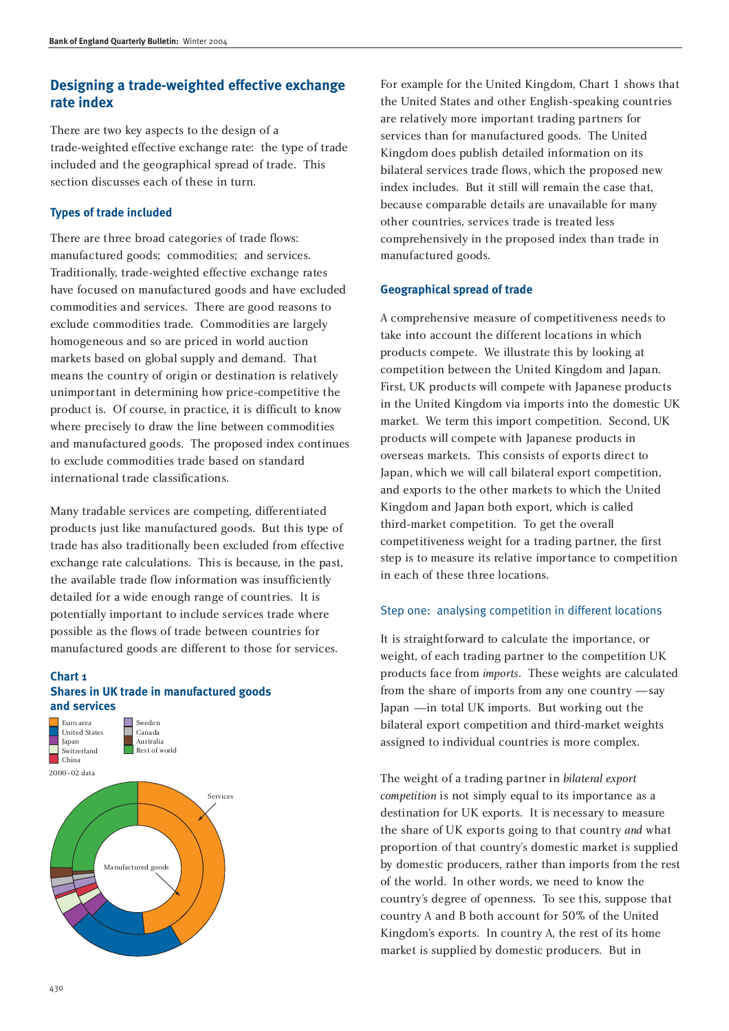## Designing a trade-weighted effective exchange rate index

There are two key aspects to the design of a trade-weighted effective exchange rate: the type of trade included and the geographical spread of trade. This section discusses each of these in turn.

### Types of trade included

There are three broad categories of trade flows: manufactured goods; commodities; and services. Traditionally, trade-weighted effective exchange rates have focused on manufactured goods and have excluded commodities and services. There are good reasons to exclude commodities trade. Commodities are largely homogeneous and so are priced in world auction markets based on global supply and demand. That means the country of origin or destination is relatively unimportant in determining how price-competitive the product is. Of course, in practice, it is difficult to know where precisely to draw the line between commodities and manufactured goods. The proposed index continues to exclude commodities trade based on standard international trade classifications.

Many tradable services are competing, differentiated products just like manufactured goods. But this type of trade has also traditionally been excluded from effective exchange rate calculations. This is because, in the past, the available trade flow information was insufficiently detailed for a wide enough range of countries. It is potentially important to include services trade where possible as the flows of trade between countries for manufactured goods are different to those for services.

**Chart 1**
**Shares in UK trade in manufactured goods and services**

Euro area, United States, Japan, Switzerland, China, Sweden, Canada, Australia, Rest of world

2000–02 data

Services

Manufactured goods

For example for the United Kingdom, Chart 1 shows that the United States and other English-speaking countries are relatively more important trading partners for services than for manufactured goods. The United Kingdom does publish detailed information on its bilateral services trade flows, which the proposed new index includes. But it still will remain the case that, because comparable details are unavailable for many other countries, services trade is treated less comprehensively in the proposed index than trade in manufactured goods.

### Geographical spread of trade

A comprehensive measure of competitiveness needs to take into account the different locations in which products compete. We illustrate this by looking at competition between the United Kingdom and Japan. First, UK products will compete with Japanese products in the United Kingdom via imports into the domestic UK market. We term this import competition. Second, UK products will compete with Japanese products in overseas markets. This consists of exports direct to Japan, which we will call bilateral export competition, and exports to the other markets to which the United Kingdom and Japan both export, which is called third-market competition. To get the overall competitiveness weight for a trading partner, the first step is to measure its relative importance to competition in each of these three locations.

#### Step one: analysing competition in different locations

It is straightforward to calculate the importance, or weight, of each trading partner to the competition UK products face from *imports*. These weights are calculated from the share of imports from any one country —say Japan —in total UK imports. But working out the bilateral export competition and third-market weights assigned to individual countries is more complex.

The weight of a trading partner in *bilateral export competition* is not simply equal to its importance as a destination for UK exports. It is necessary to measure the share of UK exports going to that country *and* what proportion of that country's domestic market is supplied by domestic producers, rather than imports from the rest of the world. In other words, we need to know the country's degree of openness. To see this, suppose that country A and B both account for 50% of the United Kingdom's exports. In country A, the rest of its home market is supplied by domestic producers. But in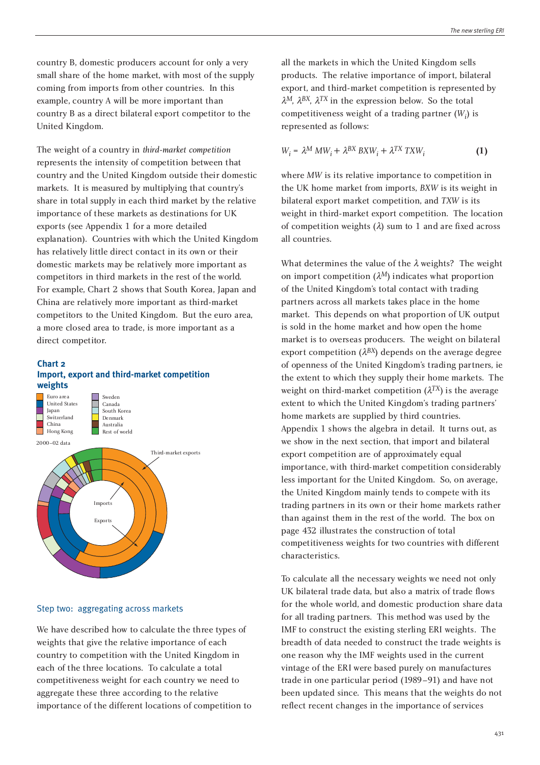country B, domestic producers account for only a very small share of the home market, with most of the supply coming from imports from other countries. In this example, country A will be more important than country B as a direct bilateral export competitor to the United Kingdom.

The weight of a country in *third-market competition* represents the intensity of competition between that country and the United Kingdom outside their domestic markets. It is measured by multiplying that country's share in total supply in each third market by the relative importance of these markets as destinations for UK exports (see Appendix 1 for a more detailed explanation). Countries with which the United Kingdom has relatively little direct contact in its own or their domestic markets may be relatively more important as competitors in third markets in the rest of the world. For example, Chart 2 shows that South Korea, Japan and China are relatively more important as third-market competitors to the United Kingdom. But the euro area, a more closed area to trade, is more important as a direct competitor.

**Chart 2**
**Import, export and third-market competition weights**

Euro area
United States
Japan
Switzerland
China
Hong Kong
Sweden
Canada
South Korea
Denmark
Australia
Rest of world

2000–02 data

Third-market exports

Imports

Exports

## Step two: aggregating across markets

We have described how to calculate the three types of weights that give the relative importance of each country to competition with the United Kingdom in each of the three locations. To calculate a total competitiveness weight for each country we need to aggregate these three according to the relative importance of the different locations of competition to all the markets in which the United Kingdom sells products. The relative importance of import, bilateral export, and third-market competition is represented by $\lambda^M$, $\lambda^{BX}$, $\lambda^{TX}$ in the expression below. So the total competitiveness weight of a trading partner ($W_i$) is represented as follows:

$$W_i = \lambda^M MW_i + \lambda^{BX} BXW_i + \lambda^{TX} TXW_i \qquad (1)$$

where *MW* is its relative importance to competition in the UK home market from imports, *BXW* is its weight in bilateral export market competition, and *TXW* is its weight in third-market export competition. The location of competition weights ($\lambda$) sum to 1 and are fixed across all countries.

What determines the value of the $\lambda$ weights? The weight on import competition ($\lambda^M$) indicates what proportion of the United Kingdom's total contact with trading partners across all markets takes place in the home market. This depends on what proportion of UK output is sold in the home market and how open the home market is to overseas producers. The weight on bilateral export competition ($\lambda^{BX}$) depends on the average degree of openness of the United Kingdom's trading partners, ie the extent to which they supply their home markets. The weight on third-market competition ($\lambda^{TX}$) is the average extent to which the United Kingdom's trading partners' home markets are supplied by third countries. Appendix 1 shows the algebra in detail. It turns out, as we show in the next section, that import and bilateral export competition are of approximately equal importance, with third-market competition considerably less important for the United Kingdom. So, on average, the United Kingdom mainly tends to compete with its trading partners in its own or their home markets rather than against them in the rest of the world. The box on page 432 illustrates the construction of total competitiveness weights for two countries with different characteristics.

To calculate all the necessary weights we need not only UK bilateral trade data, but also a matrix of trade flows for the whole world, and domestic production share data for all trading partners. This method was used by the IMF to construct the existing sterling ERI weights. The breadth of data needed to construct the trade weights is one reason why the IMF weights used in the current vintage of the ERI were based purely on manufactures trade in one particular period (1989–91) and have not been updated since. This means that the weights do not reflect recent changes in the importance of services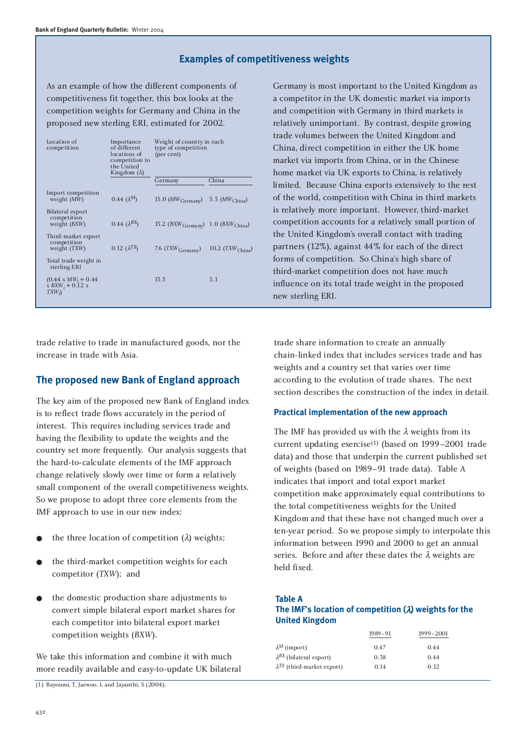### Examples of competitiveness weights

As an example of how the different components of competitiveness fit together, this box looks at the competition weights for Germany and China in the proposed new sterling ERI, estimated for 2002.

| Location of competition | Importance of different locations of competition to the United Kingdom ($\lambda$) | Weight of country in each type of competition (per cent) | |
|---|---|---|---|
| | | Germany | China |
| Import competition weight ($MW$) | 0.44 ($\lambda^M$) | 15.0 ($MW_{Germany}$) | 3.3 ($MW_{China}$) |
| Bilateral export competition weight ($BXW$) | 0.44 ($\lambda^{BX}$) | 13.2 ($BXW_{Germany}$) | 1.0 ($BXW_{China}$) |
| Third-market export competition weight ($TXW$) | 0.12 ($\lambda^{TX}$) | 7.6 ($TXW_{Germany}$) | 10.2 ($TXW_{China}$) |
| Total trade weight in sterling ERI | | | |
| ($0.44 \times MW_i + 0.44 \times BXW_i + 0.12 \times TXW_i$) | | 13.3 | 3.1 |

Germany is most important to the United Kingdom as a competitor in the UK domestic market via imports and competition with Germany in third markets is relatively unimportant. By contrast, despite growing trade volumes between the United Kingdom and China, direct competition in either the UK home market via imports from China, or in the Chinese home market via UK exports to China, is relatively limited. Because China exports extensively to the rest of the world, competition with China in third markets is relatively more important. However, third-market competition accounts for a relatively small portion of the United Kingdom's overall contact with trading partners (12%), against 44% for each of the direct forms of competition. So China's high share of third-market competition does not have much influence on its total trade weight in the proposed new sterling ERI.

trade relative to trade in manufactured goods, nor the increase in trade with Asia.

## The proposed new Bank of England approach

The key aim of the proposed new Bank of England index is to reflect trade flows accurately in the period of interest. This requires including services trade and having the flexibility to update the weights and the country set more frequently. Our analysis suggests that the hard-to-calculate elements of the IMF approach change relatively slowly over time or form a relatively small component of the overall competitiveness weights. So we propose to adopt three core elements from the IMF approach to use in our new index:

- the three location of competition ($\lambda$) weights;
- the third-market competition weights for each competitor ($TXW$); and
- the domestic production share adjustments to convert simple bilateral export market shares for each competitor into bilateral export market competition weights ($BXW$).

We take this information and combine it with much more readily available and easy-to-update UK bilateral trade share information to create an annually chain-linked index that includes services trade and has weights and a country set that varies over time according to the evolution of trade shares. The next section describes the construction of the index in detail.

### Practical implementation of the new approach

The IMF has provided us with the $\lambda$ weights from its current updating exercise(1) (based on 1999–2001 trade data) and those that underpin the current published set of weights (based on 1989–91 trade data). Table A indicates that import and total export market competition make approximately equal contributions to the total competitiveness weights for the United Kingdom and that these have not changed much over a ten-year period. So we propose simply to interpolate this information between 1990 and 2000 to get an annual series. Before and after these dates the $\lambda$ weights are held fixed.

**Table A**
**The IMF's location of competition ($\lambda$) weights for the United Kingdom**

| | 1989–91 | 1999–2001 |
|---|---|---|
| $\lambda^M$ (import) | 0.47 | 0.44 |
| $\lambda^{BX}$ (bilateral export) | 0.38 | 0.44 |
| $\lambda^{TX}$ (third-market export) | 0.14 | 0.12 |

(1) Bayoumi, T, Jaewoo, L and Jayanthi, S (2004).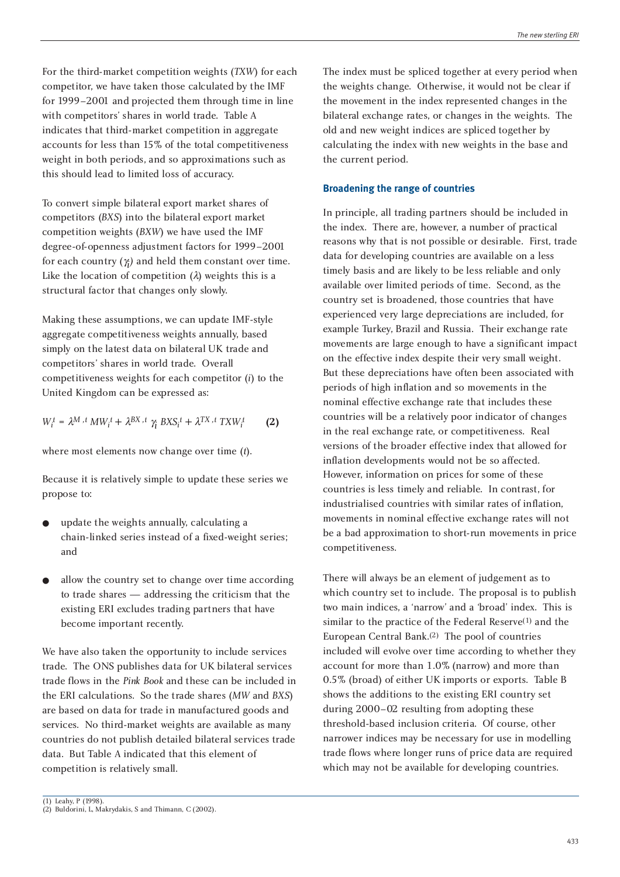For the third-market competition weights (*TXW*) for each competitor, we have taken those calculated by the IMF for 1999–2001 and projected them through time in line with competitors' shares in world trade. Table A indicates that third-market competition in aggregate accounts for less than 15% of the total competitiveness weight in both periods, and so approximations such as this should lead to limited loss of accuracy.

To convert simple bilateral export market shares of competitors (*BXS*) into the bilateral export market competition weights (*BXW*) we have used the IMF degree-of-openness adjustment factors for 1999–2001 for each country ($\gamma_i$) and held them constant over time. Like the location of competition ($\lambda$) weights this is a structural factor that changes only slowly.

Making these assumptions, we can update IMF-style aggregate competitiveness weights annually, based simply on the latest data on bilateral UK trade and competitors' shares in world trade. Overall competitiveness weights for each competitor ($i$) to the United Kingdom can be expressed as:

$$W_i^t = \lambda^{M,t}\, MW_i^t + \lambda^{BX,t}\, \gamma_i\, BXS_i^t + \lambda^{TX,t}\, TXW_i^t \qquad \textbf{(2)}$$

where most elements now change over time ($t$).

Because it is relatively simple to update these series we propose to:

- update the weights annually, calculating a chain-linked series instead of a fixed-weight series; and
- allow the country set to change over time according to trade shares — addressing the criticism that the existing ERI excludes trading partners that have become important recently.

We have also taken the opportunity to include services trade. The ONS publishes data for UK bilateral services trade flows in the *Pink Book* and these can be included in the ERI calculations. So the trade shares (*MW* and *BXS*) are based on data for trade in manufactured goods and services. No third-market weights are available as many countries do not publish detailed bilateral services trade data. But Table A indicated that this element of competition is relatively small.

The index must be spliced together at every period when the weights change. Otherwise, it would not be clear if the movement in the index represented changes in the bilateral exchange rates, or changes in the weights. The old and new weight indices are spliced together by calculating the index with new weights in the base and the current period.

## Broadening the range of countries

In principle, all trading partners should be included in the index. There are, however, a number of practical reasons why that is not possible or desirable. First, trade data for developing countries are available on a less timely basis and are likely to be less reliable and only available over limited periods of time. Second, as the country set is broadened, those countries that have experienced very large depreciations are included, for example Turkey, Brazil and Russia. Their exchange rate movements are large enough to have a significant impact on the effective index despite their very small weight. But these depreciations have often been associated with periods of high inflation and so movements in the nominal effective exchange rate that includes these countries will be a relatively poor indicator of changes in the real exchange rate, or competitiveness. Real versions of the broader effective index that allowed for inflation developments would not be so affected. However, information on prices for some of these countries is less timely and reliable. In contrast, for industrialised countries with similar rates of inflation, movements in nominal effective exchange rates will not be a bad approximation to short-run movements in price competitiveness.

There will always be an element of judgement as to which country set to include. The proposal is to publish two main indices, a 'narrow' and a 'broad' index. This is similar to the practice of the Federal Reserve[1] and the European Central Bank.[2] The pool of countries included will evolve over time according to whether they account for more than 1.0% (narrow) and more than 0.5% (broad) of either UK imports or exports. Table B shows the additions to the existing ERI country set during 2000–02 resulting from adopting these threshold-based inclusion criteria. Of course, other narrower indices may be necessary for use in modelling trade flows where longer runs of price data are required which may not be available for developing countries.

(1) Leahy, P (1998).
(2) Buldorini, L, Makrydakis, S and Thimann, C (2002).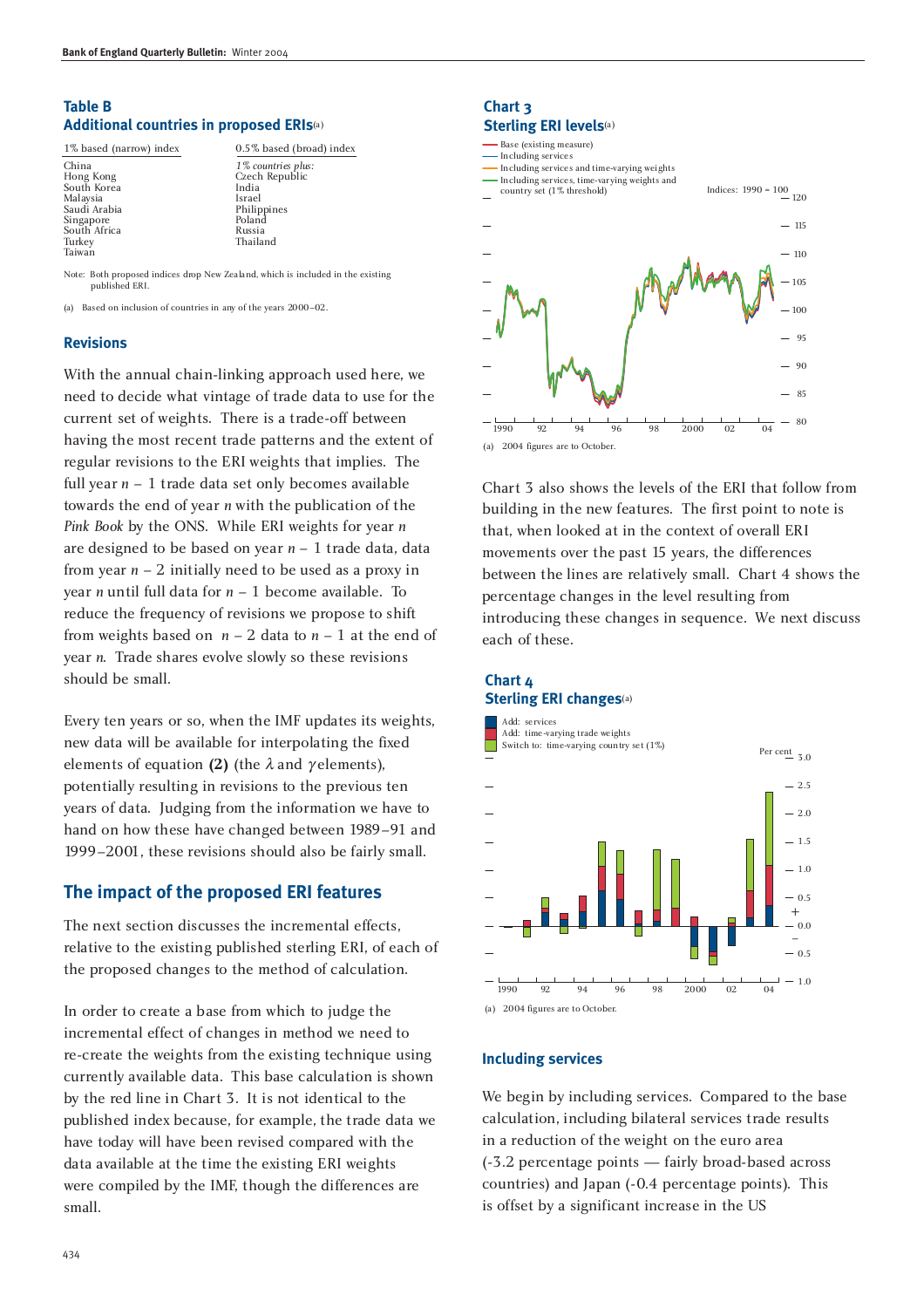**Table B**
**Additional countries in proposed ERIs**(a)

| 1% based (narrow) index | 0.5% based (broad) index |
|---|---|
| China | *1% countries plus:* |
| Hong Kong | Czech Republic |
| South Korea | India |
| Malaysia | Israel |
| Saudi Arabia | Philippines |
| Singapore | Poland |
| South Africa | Russia |
| Turkey | Thailand |
| Taiwan | |

Note: Both proposed indices drop New Zealand, which is included in the existing published ERI.

(a) Based on inclusion of countries in any of the years 2000–02.

## Revisions

With the annual chain-linking approach used here, we need to decide what vintage of trade data to use for the current set of weights. There is a trade-off between having the most recent trade patterns and the extent of regular revisions to the ERI weights that implies. The full year $n - 1$ trade data set only becomes available towards the end of year $n$ with the publication of the *Pink Book* by the ONS. While ERI weights for year $n$ are designed to be based on year $n - 1$ trade data, data from year $n - 2$ initially need to be used as a proxy in year $n$ until full data for $n - 1$ become available. To reduce the frequency of revisions we propose to shift from weights based on $n - 2$ data to $n - 1$ at the end of year $n$. Trade shares evolve slowly so these revisions should be small.

Every ten years or so, when the IMF updates its weights, new data will be available for interpolating the fixed elements of equation **(2)** (the $\lambda$ and $\gamma$ elements), potentially resulting in revisions to the previous ten years of data. Judging from the information we have to hand on how these have changed between 1989–91 and 1999–2001, these revisions should also be fairly small.

## The impact of the proposed ERI features

The next section discusses the incremental effects, relative to the existing published sterling ERI, of each of the proposed changes to the method of calculation.

In order to create a base from which to judge the incremental effect of changes in method we need to re-create the weights from the existing technique using currently available data. This base calculation is shown by the red line in Chart 3. It is not identical to the published index because, for example, the trade data we have today will have been revised compared with the data available at the time the existing ERI weights were compiled by the IMF, though the differences are small.

**Chart 3**
**Sterling ERI levels**(a)

(a) 2004 figures are to October.

Chart 3 also shows the levels of the ERI that follow from building in the new features. The first point to note is that, when looked at in the context of overall ERI movements over the past 15 years, the differences between the lines are relatively small. Chart 4 shows the percentage changes in the level resulting from introducing these changes in sequence. We next discuss each of these.

**Chart 4**
**Sterling ERI changes**(a)

(a) 2004 figures are to October.

### Including services

We begin by including services. Compared to the base calculation, including bilateral services trade results in a reduction of the weight on the euro area (-3.2 percentage points — fairly broad-based across countries) and Japan (-0.4 percentage points). This is offset by a significant increase in the US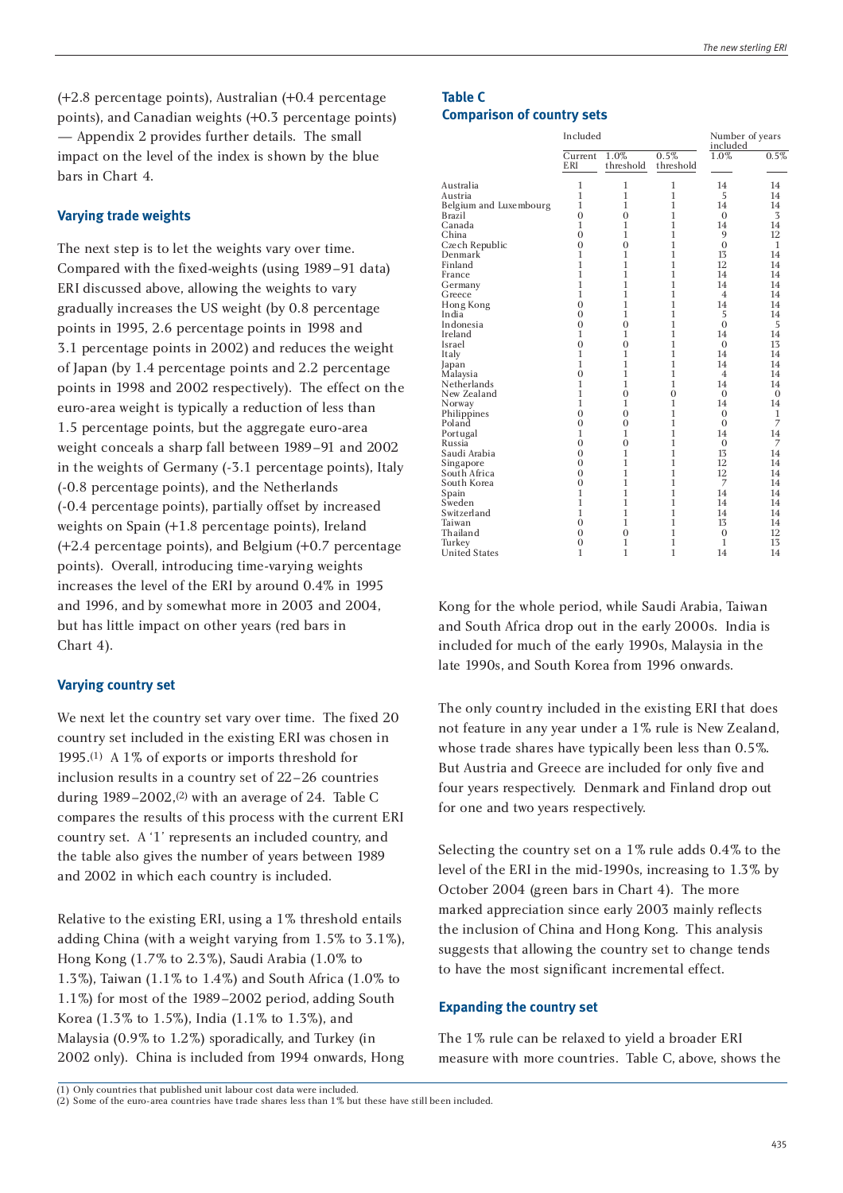(+2.8 percentage points), Australian (+0.4 percentage points), and Canadian weights (+0.3 percentage points) — Appendix 2 provides further details. The small impact on the level of the index is shown by the blue bars in Chart 4.

### Varying trade weights

The next step is to let the weights vary over time. Compared with the fixed-weights (using 1989–91 data) ERI discussed above, allowing the weights to vary gradually increases the US weight (by 0.8 percentage points in 1995, 2.6 percentage points in 1998 and 3.1 percentage points in 2002) and reduces the weight of Japan (by 1.4 percentage points and 2.2 percentage points in 1998 and 2002 respectively). The effect on the euro-area weight is typically a reduction of less than 1.5 percentage points, but the aggregate euro-area weight conceals a sharp fall between 1989–91 and 2002 in the weights of Germany (-3.1 percentage points), Italy (-0.8 percentage points), and the Netherlands (-0.4 percentage points), partially offset by increased weights on Spain (+1.8 percentage points), Ireland (+2.4 percentage points), and Belgium (+0.7 percentage points). Overall, introducing time-varying weights increases the level of the ERI by around 0.4% in 1995 and 1996, and by somewhat more in 2003 and 2004, but has little impact on other years (red bars in Chart 4).

### Varying country set

We next let the country set vary over time. The fixed 20 country set included in the existing ERI was chosen in 1995.[1] A 1% of exports or imports threshold for inclusion results in a country set of 22–26 countries during 1989–2002,[2] with an average of 24. Table C compares the results of this process with the current ERI country set. A '1' represents an included country, and the table also gives the number of years between 1989 and 2002 in which each country is included.

Relative to the existing ERI, using a 1% threshold entails adding China (with a weight varying from 1.5% to 3.1%), Hong Kong (1.7% to 2.3%), Saudi Arabia (1.0% to 1.3%), Taiwan (1.1% to 1.4%) and South Africa (1.0% to 1.1%) for most of the 1989–2002 period, adding South Korea (1.3% to 1.5%), India (1.1% to 1.3%), and Malaysia (0.9% to 1.2%) sporadically, and Turkey (in 2002 only). China is included from 1994 onwards, Hong Kong for the whole period, while Saudi Arabia, Taiwan and South Africa drop out in the early 2000s. India is included for much of the early 1990s, Malaysia in the late 1990s, and South Korea from 1996 onwards.

**Table C**
**Comparison of country sets**

| | Included | | | Number of years included | |
|---|---|---|---|---|---|
| | Current ERI | 1.0% threshold | 0.5% threshold | 1.0% | 0.5% |
| Australia | 1 | 1 | 1 | 14 | 14 |
| Austria | 1 | 1 | 1 | 5 | 14 |
| Belgium and Luxembourg | 1 | 1 | 1 | 14 | 14 |
| Brazil | 0 | 0 | 1 | 0 | 3 |
| Canada | 1 | 1 | 1 | 14 | 14 |
| China | 0 | 1 | 1 | 9 | 12 |
| Czech Republic | 0 | 0 | 1 | 0 | 1 |
| Denmark | 1 | 1 | 1 | 13 | 14 |
| Finland | 1 | 1 | 1 | 12 | 14 |
| France | 1 | 1 | 1 | 14 | 14 |
| Germany | 1 | 1 | 1 | 14 | 14 |
| Greece | 1 | 1 | 1 | 4 | 14 |
| Hong Kong | 0 | 1 | 1 | 14 | 14 |
| India | 0 | 1 | 1 | 5 | 14 |
| Indonesia | 0 | 0 | 1 | 0 | 5 |
| Ireland | 1 | 1 | 1 | 14 | 14 |
| Israel | 0 | 0 | 1 | 0 | 13 |
| Italy | 1 | 1 | 1 | 14 | 14 |
| Japan | 1 | 1 | 1 | 14 | 14 |
| Malaysia | 0 | 1 | 1 | 4 | 14 |
| Netherlands | 1 | 1 | 1 | 14 | 14 |
| New Zealand | 1 | 0 | 0 | 0 | 0 |
| Norway | 1 | 1 | 1 | 14 | 14 |
| Philippines | 0 | 0 | 1 | 0 | 1 |
| Poland | 0 | 0 | 1 | 0 | 7 |
| Portugal | 1 | 1 | 1 | 14 | 14 |
| Russia | 0 | 0 | 1 | 0 | 7 |
| Saudi Arabia | 0 | 1 | 1 | 13 | 14 |
| Singapore | 0 | 1 | 1 | 12 | 14 |
| South Africa | 0 | 1 | 1 | 12 | 14 |
| South Korea | 0 | 1 | 1 | 7 | 14 |
| Spain | 1 | 1 | 1 | 14 | 14 |
| Sweden | 1 | 1 | 1 | 14 | 14 |
| Switzerland | 1 | 1 | 1 | 14 | 14 |
| Taiwan | 0 | 1 | 1 | 13 | 14 |
| Thailand | 0 | 0 | 1 | 0 | 12 |
| Turkey | 0 | 1 | 1 | 1 | 13 |
| United States | 1 | 1 | 1 | 14 | 14 |

The only country included in the existing ERI that does not feature in any year under a 1% rule is New Zealand, whose trade shares have typically been less than 0.5%. But Austria and Greece are included for only five and four years respectively. Denmark and Finland drop out for one and two years respectively.

Selecting the country set on a 1% rule adds 0.4% to the level of the ERI in the mid-1990s, increasing to 1.3% by October 2004 (green bars in Chart 4). The more marked appreciation since early 2003 mainly reflects the inclusion of China and Hong Kong. This analysis suggests that allowing the country set to change tends to have the most significant incremental effect.

### Expanding the country set

The 1% rule can be relaxed to yield a broader ERI measure with more countries. Table C, above, shows the

(1) Only countries that published unit labour cost data were included.
(2) Some of the euro-area countries have trade shares less than 1% but these have still been included.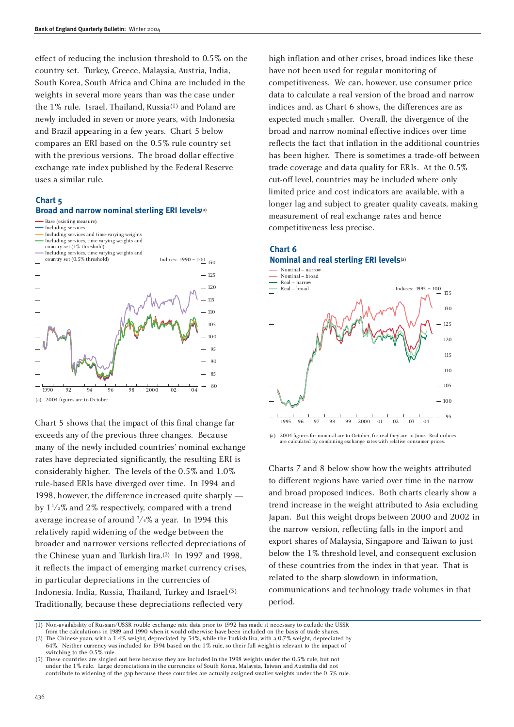effect of reducing the inclusion threshold to 0.5% on the country set. Turkey, Greece, Malaysia, Austria, India, South Korea, South Africa and China are included in the weights in several more years than was the case under the 1% rule. Israel, Thailand, Russia[1] and Poland are newly included in seven or more years, with Indonesia and Brazil appearing in a few years. Chart 5 below compares an ERI based on the 0.5% rule country set with the previous versions. The broad dollar effective exchange rate index published by the Federal Reserve uses a similar rule.

**Chart 5**
**Broad and narrow nominal sterling ERI levels**(a)

(a) 2004 figures are to October.

Chart 5 shows that the impact of this final change far exceeds any of the previous three changes. Because many of the newly included countries' nominal exchange rates have depreciated significantly, the resulting ERI is considerably higher. The levels of the 0.5% and 1.0% rule-based ERIs have diverged over time. In 1994 and 1998, however, the difference increased quite sharply — by 1½% and 2% respectively, compared with a trend average increase of around ¾% a year. In 1994 this relatively rapid widening of the wedge between the broader and narrower versions reflected depreciations of the Chinese yuan and Turkish lira.[2] In 1997 and 1998, it reflects the impact of emerging market currency crises, in particular depreciations in the currencies of Indonesia, India, Russia, Thailand, Turkey and Israel.[3] Traditionally, because these depreciations reflected very high inflation and other crises, broad indices like these have not been used for regular monitoring of competitiveness. We can, however, use consumer price data to calculate a real version of the broad and narrow indices and, as Chart 6 shows, the differences are as expected much smaller. Overall, the divergence of the broad and narrow nominal effective indices over time reflects the fact that inflation in the additional countries has been higher. There is sometimes a trade-off between trade coverage and data quality for ERIs. At the 0.5% cut-off level, countries may be included where only limited price and cost indicators are available, with a longer lag and subject to greater quality caveats, making measurement of real exchange rates and hence competitiveness less precise.

**Chart 6**
**Nominal and real sterling ERI levels**(a)

(a) 2004 figures for nominal are to October, for real they are to June. Real indices are calculated by combining exchange rates with relative consumer prices.

Charts 7 and 8 below show how the weights attributed to different regions have varied over time in the narrow and broad proposed indices. Both charts clearly show a trend increase in the weight attributed to Asia excluding Japan. But this weight drops between 2000 and 2002 in the narrow version, reflecting falls in the import and export shares of Malaysia, Singapore and Taiwan to just below the 1% threshold level, and consequent exclusion of these countries from the index in that year. That is related to the sharp slowdown in information, communications and technology trade volumes in that period.

(1) Non-availability of Russian/USSR rouble exchange rate data prior to 1992 has made it necessary to exclude the USSR from the calculations in 1989 and 1990 when it would otherwise have been included on the basis of trade shares.
(2) The Chinese yuan, with a 1.4% weight, depreciated by 34%, while the Turkish lira, with a 0.7% weight, depreciated by 64%. Neither currency was included for 1994 based on the 1% rule, so their full weight is relevant to the impact of switching to the 0.5% rule.
(3) These countries are singled out here because they are included in the 1998 weights under the 0.5% rule, but not under the 1% rule. Large depreciations in the currencies of South Korea, Malaysia, Taiwan and Australia did not contribute to widening of the gap because these countries are actually assigned smaller weights under the 0.5% rule.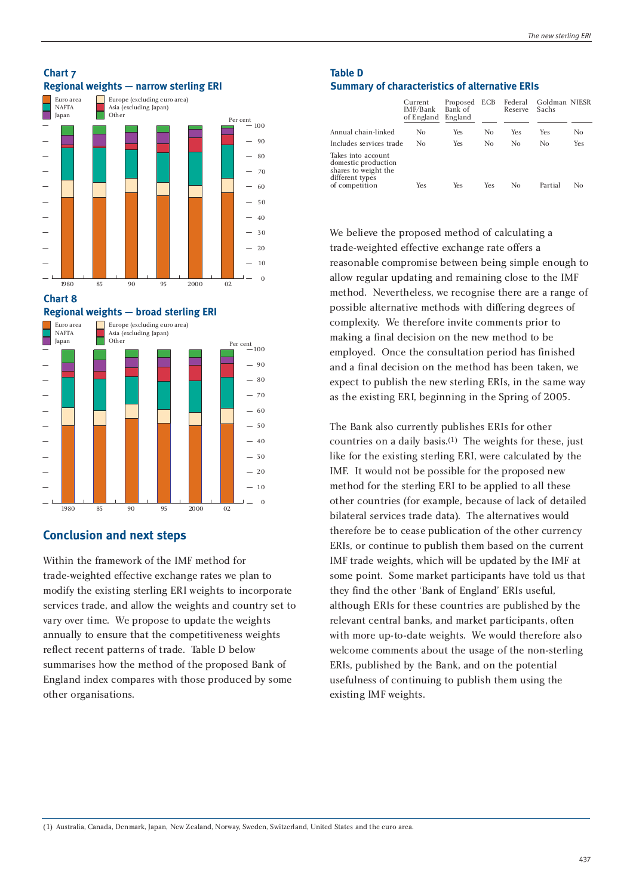**Chart 7**
**Regional weights — narrow sterling ERI**

**Chart 8**
**Regional weights — broad sterling ERI**

## Conclusion and next steps

Within the framework of the IMF method for trade-weighted effective exchange rates we plan to modify the existing sterling ERI weights to incorporate services trade, and allow the weights and country set to vary over time. We propose to update the weights annually to ensure that the competitiveness weights reflect recent patterns of trade. Table D below summarises how the method of the proposed Bank of England index compares with those produced by some other organisations.

**Table D**
**Summary of characteristics of alternative ERIs**

| | Current IMF/Bank of England | Proposed Bank of England | ECB | Federal Reserve | Goldman Sachs | NIESR |
|---|---|---|---|---|---|---|
| Annual chain-linked | No | Yes | No | Yes | Yes | No |
| Includes services trade | No | Yes | No | No | No | Yes |
| Takes into account domestic production shares to weight the different types of competition | Yes | Yes | Yes | No | Partial | No |

We believe the proposed method of calculating a trade-weighted effective exchange rate offers a reasonable compromise between being simple enough to allow regular updating and remaining close to the IMF method. Nevertheless, we recognise there are a range of possible alternative methods with differing degrees of complexity. We therefore invite comments prior to making a final decision on the new method to be employed. Once the consultation period has finished and a final decision on the method has been taken, we expect to publish the new sterling ERIs, in the same way as the existing ERI, beginning in the Spring of 2005.

The Bank also currently publishes ERIs for other countries on a daily basis.(1) The weights for these, just like for the existing sterling ERI, were calculated by the IMF. It would not be possible for the proposed new method for the sterling ERI to be applied to all these other countries (for example, because of lack of detailed bilateral services trade data). The alternatives would therefore be to cease publication of the other currency ERIs, or continue to publish them based on the current IMF trade weights, which will be updated by the IMF at some point. Some market participants have told us that they find the other 'Bank of England' ERIs useful, although ERIs for these countries are published by the relevant central banks, and market participants, often with more up-to-date weights. We would therefore also welcome comments about the usage of the non-sterling ERIs, published by the Bank, and on the potential usefulness of continuing to publish them using the existing IMF weights.

(1) Australia, Canada, Denmark, Japan, New Zealand, Norway, Sweden, Switzerland, United States and the euro area.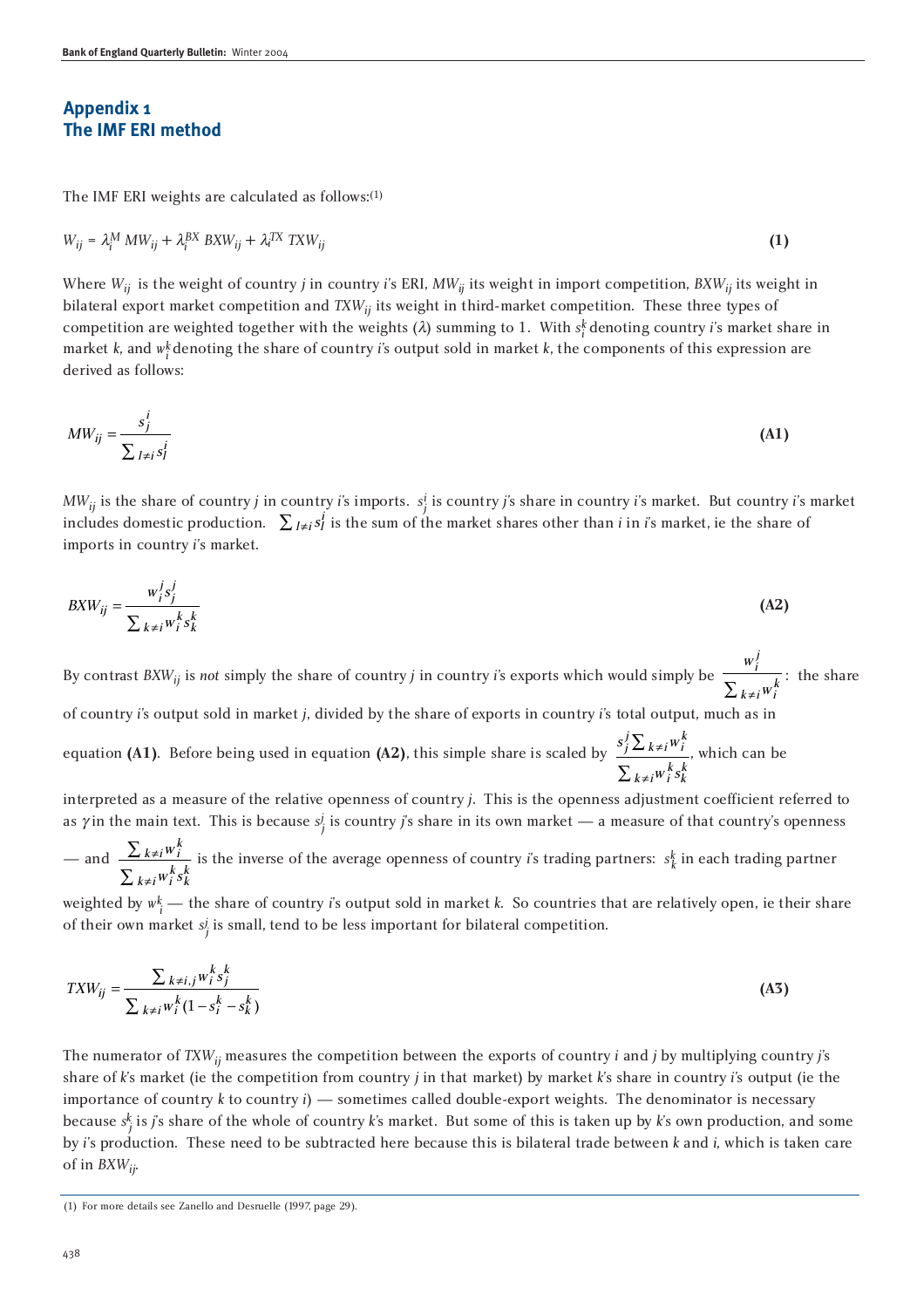## Appendix 1
## The IMF ERI method

The IMF ERI weights are calculated as follows:(1)

$$W_{ij} = \lambda_i^M \, MW_{ij} + \lambda_i^{BX} \, BXW_{ij} + \lambda_i^{TX} \, TXW_{ij} \quad \textbf{(1)}$$

Where $W_{ij}$ is the weight of country *j* in country *i*'s ERI, $MW_{ij}$ its weight in import competition, $BXW_{ij}$ its weight in bilateral export market competition and $TXW_{ij}$ its weight in third-market competition. These three types of competition are weighted together with the weights ($\lambda$) summing to 1. With $s_i^k$ denoting country *i*'s market share in market *k*, and $w_i^k$ denoting the share of country *i*'s output sold in market *k*, the components of this expression are derived as follows:

$$MW_{ij} = \frac{s_j^i}{\sum_{l \neq i} s_l^i} \quad \textbf{(A1)}$$

$MW_{ij}$ is the share of country *j* in country *i*'s imports. $s_j^i$ is country *j*'s share in country *i*'s market. But country *i*'s market includes domestic production. $\sum_{l \neq i} s_l^i$ is the sum of the market shares other than *i* in *i*'s market, ie the share of imports in country *i*'s market.

$$BXW_{ij} = \frac{w_i^j s_j^j}{\sum_{k \neq i} w_i^k s_k^k} \quad \textbf{(A2)}$$

By contrast $BXW_{ij}$ is *not* simply the share of country *j* in country *i*'s exports which would simply be $\frac{w_i^j}{\sum_{k \neq i} w_i^k}$: the share of country *i*'s output sold in market *j*, divided by the share of exports in country *i*'s total output, much as in equation **(A1)**. Before being used in equation **(A2)**, this simple share is scaled by $\frac{s_j^j \sum_{k \neq i} w_i^k}{\sum_{k \neq i} w_i^k s_k^k}$, which can be interpreted as a measure of the relative openness of country *j*. This is the openness adjustment coefficient referred to as $\gamma$ in the main text. This is because $s_j^j$ is country *j*'s share in its own market — a measure of that country's openness — and $\frac{\sum_{k \neq i} w_i^k}{\sum_{k \neq i} w_i^k s_k^k}$ is the inverse of the average openness of country *i*'s trading partners: $s_k^k$ in each trading partner weighted by $w_i^k$ — the share of country *i*'s output sold in market *k*. So countries that are relatively open, ie their share of their own market $s_j^j$ is small, tend to be less important for bilateral competition.

$$TXW_{ij} = \frac{\sum_{k \neq i,j} w_i^k s_j^k}{\sum_{k \neq i} w_i^k (1 - s_i^k - s_k^k)} \quad \textbf{(A3)}$$

The numerator of $TXW_{ij}$ measures the competition between the exports of country *i* and *j* by multiplying country *j*'s share of *k*'s market (ie the competition from country *j* in that market) by market *k*'s share in country *i*'s output (ie the importance of country *k* to country *i*) — sometimes called double-export weights. The denominator is necessary because $s_j^k$ is *j*'s share of the whole of country *k*'s market. But some of this is taken up by *k*'s own production, and some by *i*'s production. These need to be subtracted here because this is bilateral trade between *k* and *i*, which is taken care of in $BXW_{ij}$.

(1) For more details see Zanello and Desruelle (1997, page 29).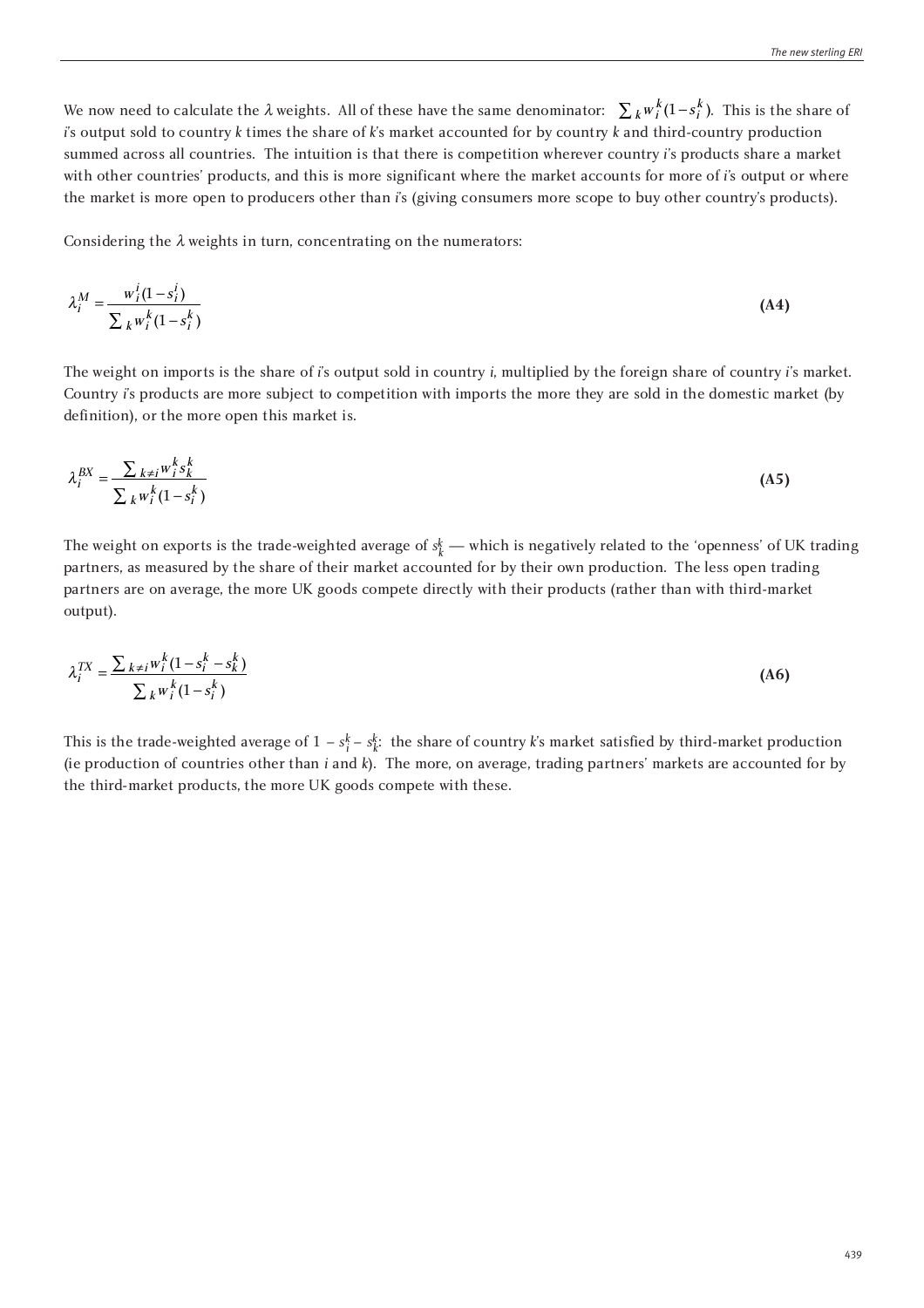We now need to calculate the $\lambda$ weights. All of these have the same denominator: $\sum_k w_i^k(1-s_i^k)$. This is the share of $i$'s output sold to country $k$ times the share of $k$'s market accounted for by country $k$ and third-country production summed across all countries. The intuition is that there is competition wherever country $i$'s products share a market with other countries' products, and this is more significant where the market accounts for more of $i$'s output or where the market is more open to producers other than $i$'s (giving consumers more scope to buy other country's products).

Considering the $\lambda$ weights in turn, concentrating on the numerators:

$$\lambda_i^M = \frac{w_i^i(1-s_i^i)}{\sum_k w_i^k(1-s_i^k)} \tag{A4}$$

The weight on imports is the share of $i$'s output sold in country $i$, multiplied by the foreign share of country $i$'s market. Country $i$'s products are more subject to competition with imports the more they are sold in the domestic market (by definition), or the more open this market is.

$$\lambda_i^{BX} = \frac{\sum_{k \neq i} w_i^k s_k^k}{\sum_k w_i^k(1-s_i^k)} \tag{A5}$$

The weight on exports is the trade-weighted average of $s_k^k$ — which is negatively related to the 'openness' of UK trading partners, as measured by the share of their market accounted for by their own production. The less open trading partners are on average, the more UK goods compete directly with their products (rather than with third-market output).

$$\lambda_i^{TX} = \frac{\sum_{k \neq i} w_i^k(1-s_i^k-s_k^k)}{\sum_k w_i^k(1-s_i^k)} \tag{A6}$$

This is the trade-weighted average of $1 - s_i^k - s_k^k$: the share of country $k$'s market satisfied by third-market production (ie production of countries other than $i$ and $k$). The more, on average, trading partners' markets are accounted for by the third-market products, the more UK goods compete with these.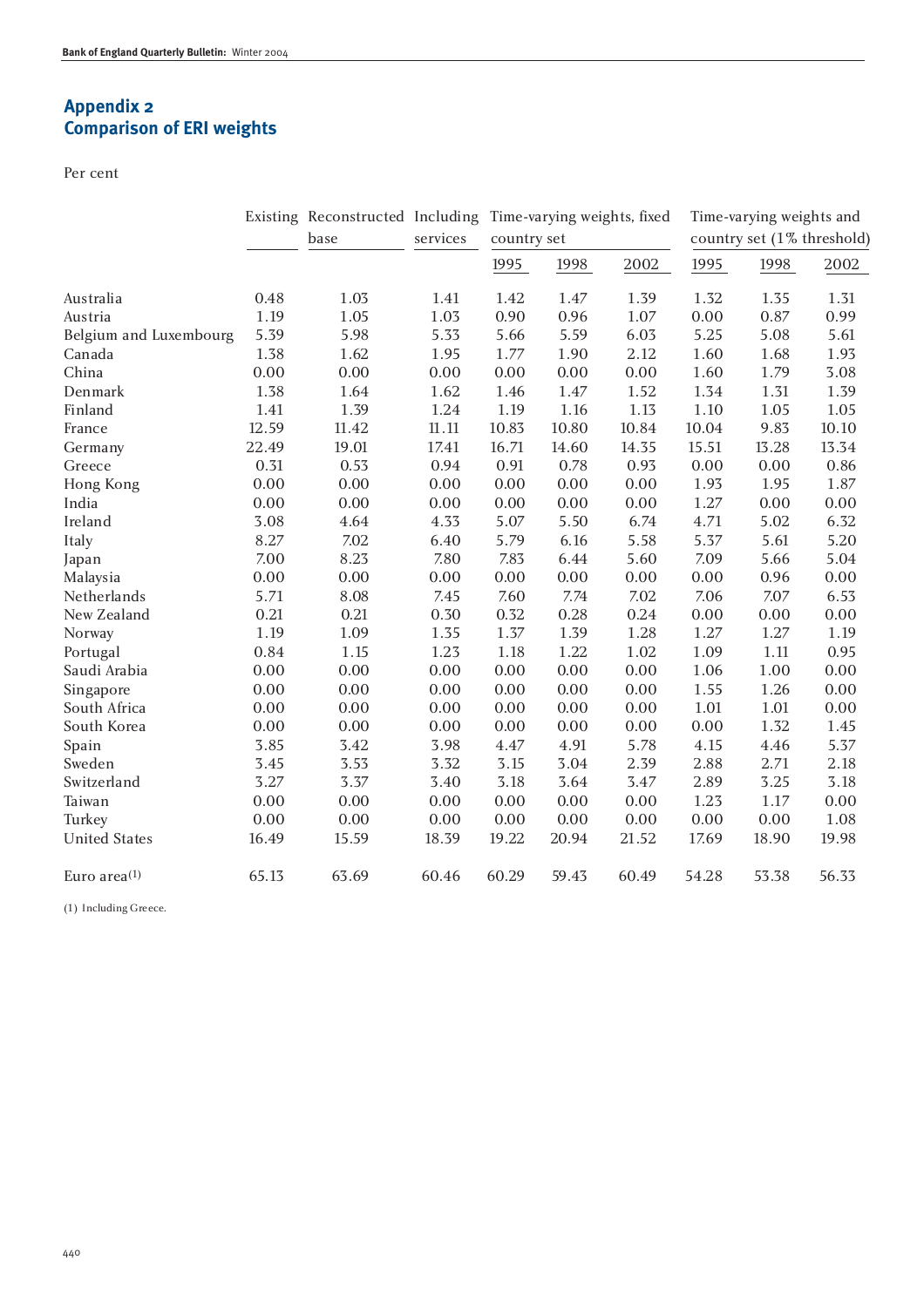## Appendix 2
## Comparison of ERI weights

Per cent

| | Existing | Reconstructed base | Including services | Time-varying weights, fixed country set | | | Time-varying weights and country set (1% threshold) | | |
|---|---|---|---|---|---|---|---|---|---|
| | | | | 1995 | 1998 | 2002 | 1995 | 1998 | 2002 |
| Australia | 0.48 | 1.03 | 1.41 | 1.42 | 1.47 | 1.39 | 1.32 | 1.35 | 1.31 |
| Austria | 1.19 | 1.05 | 1.03 | 0.90 | 0.96 | 1.07 | 0.00 | 0.87 | 0.99 |
| Belgium and Luxembourg | 5.39 | 5.98 | 5.33 | 5.66 | 5.59 | 6.03 | 5.25 | 5.08 | 5.61 |
| Canada | 1.38 | 1.62 | 1.95 | 1.77 | 1.90 | 2.12 | 1.60 | 1.68 | 1.93 |
| China | 0.00 | 0.00 | 0.00 | 0.00 | 0.00 | 0.00 | 1.60 | 1.79 | 3.08 |
| Denmark | 1.38 | 1.64 | 1.62 | 1.46 | 1.47 | 1.52 | 1.34 | 1.31 | 1.39 |
| Finland | 1.41 | 1.39 | 1.24 | 1.19 | 1.16 | 1.13 | 1.10 | 1.05 | 1.05 |
| France | 12.59 | 11.42 | 11.11 | 10.83 | 10.80 | 10.84 | 10.04 | 9.83 | 10.10 |
| Germany | 22.49 | 19.01 | 17.41 | 16.71 | 14.60 | 14.35 | 15.51 | 13.28 | 13.34 |
| Greece | 0.31 | 0.53 | 0.94 | 0.91 | 0.78 | 0.93 | 0.00 | 0.00 | 0.86 |
| Hong Kong | 0.00 | 0.00 | 0.00 | 0.00 | 0.00 | 0.00 | 1.93 | 1.95 | 1.87 |
| India | 0.00 | 0.00 | 0.00 | 0.00 | 0.00 | 0.00 | 1.27 | 0.00 | 0.00 |
| Ireland | 3.08 | 4.64 | 4.33 | 5.07 | 5.50 | 6.74 | 4.71 | 5.02 | 6.32 |
| Italy | 8.27 | 7.02 | 6.40 | 5.79 | 6.16 | 5.58 | 5.37 | 5.61 | 5.20 |
| Japan | 7.00 | 8.23 | 7.80 | 7.83 | 6.44 | 5.60 | 7.09 | 5.66 | 5.04 |
| Malaysia | 0.00 | 0.00 | 0.00 | 0.00 | 0.00 | 0.00 | 0.00 | 0.96 | 0.00 |
| Netherlands | 5.71 | 8.08 | 7.45 | 7.60 | 7.74 | 7.02 | 7.06 | 7.07 | 6.53 |
| New Zealand | 0.21 | 0.21 | 0.30 | 0.32 | 0.28 | 0.24 | 0.00 | 0.00 | 0.00 |
| Norway | 1.19 | 1.09 | 1.35 | 1.37 | 1.39 | 1.28 | 1.27 | 1.27 | 1.19 |
| Portugal | 0.84 | 1.15 | 1.23 | 1.18 | 1.22 | 1.02 | 1.09 | 1.11 | 0.95 |
| Saudi Arabia | 0.00 | 0.00 | 0.00 | 0.00 | 0.00 | 0.00 | 1.06 | 1.00 | 0.00 |
| Singapore | 0.00 | 0.00 | 0.00 | 0.00 | 0.00 | 0.00 | 1.55 | 1.26 | 0.00 |
| South Africa | 0.00 | 0.00 | 0.00 | 0.00 | 0.00 | 0.00 | 1.01 | 1.01 | 0.00 |
| South Korea | 0.00 | 0.00 | 0.00 | 0.00 | 0.00 | 0.00 | 0.00 | 1.32 | 1.45 |
| Spain | 3.85 | 3.42 | 3.98 | 4.47 | 4.91 | 5.78 | 4.15 | 4.46 | 5.37 |
| Sweden | 3.45 | 3.53 | 3.32 | 3.15 | 3.04 | 2.39 | 2.88 | 2.71 | 2.18 |
| Switzerland | 3.27 | 3.37 | 3.40 | 3.18 | 3.64 | 3.47 | 2.89 | 3.25 | 3.18 |
| Taiwan | 0.00 | 0.00 | 0.00 | 0.00 | 0.00 | 0.00 | 1.23 | 1.17 | 0.00 |
| Turkey | 0.00 | 0.00 | 0.00 | 0.00 | 0.00 | 0.00 | 0.00 | 0.00 | 1.08 |
| United States | 16.49 | 15.59 | 18.39 | 19.22 | 20.94 | 21.52 | 17.69 | 18.90 | 19.98 |
| Euro area(1) | 65.13 | 63.69 | 60.46 | 60.29 | 59.43 | 60.49 | 54.28 | 53.38 | 56.33 |

(1) Including Greece.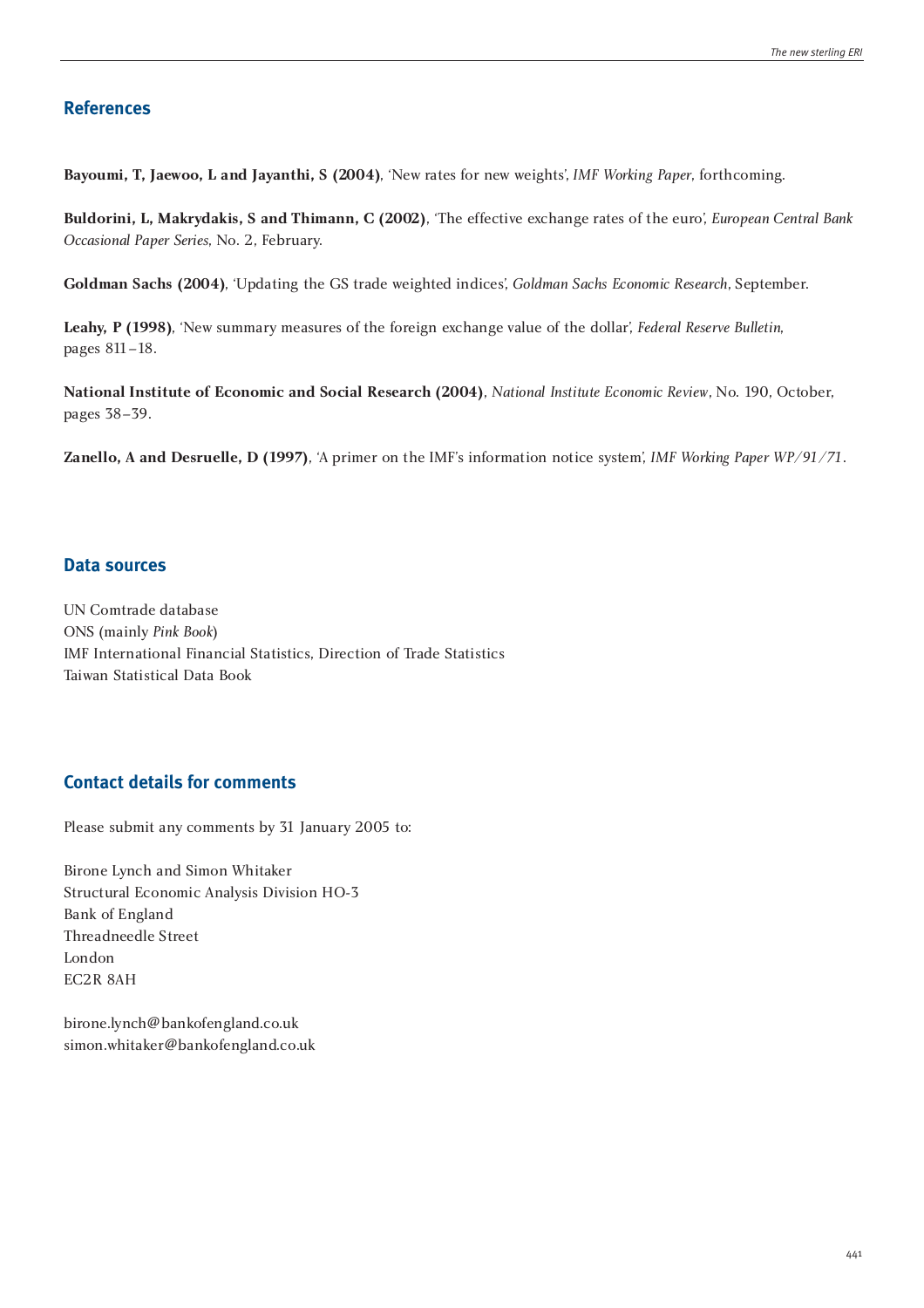## References

**Bayoumi, T, Jaewoo, L and Jayanthi, S (2004)**, 'New rates for new weights', *IMF Working Paper*, forthcoming.

**Buldorini, L, Makrydakis, S and Thimann, C (2002)**, 'The effective exchange rates of the euro', *European Central Bank Occasional Paper Series*, No. 2, February.

**Goldman Sachs (2004)**, 'Updating the GS trade weighted indices', *Goldman Sachs Economic Research*, September.

**Leahy, P (1998)**, 'New summary measures of the foreign exchange value of the dollar', *Federal Reserve Bulletin*, pages 811–18.

**National Institute of Economic and Social Research (2004)**, *National Institute Economic Review*, No. 190, October, pages 38–39.

**Zanello, A and Desruelle, D (1997)**, 'A primer on the IMF's information notice system', *IMF Working Paper WP/91/71*.

## Data sources

UN Comtrade database
ONS (mainly *Pink Book*)
IMF International Financial Statistics, Direction of Trade Statistics
Taiwan Statistical Data Book

## Contact details for comments

Please submit any comments by 31 January 2005 to:

Birone Lynch and Simon Whitaker
Structural Economic Analysis Division HO-3
Bank of England
Threadneedle Street
London
EC2R 8AH

birone.lynch@bankofengland.co.uk
simon.whitaker@bankofengland.co.uk